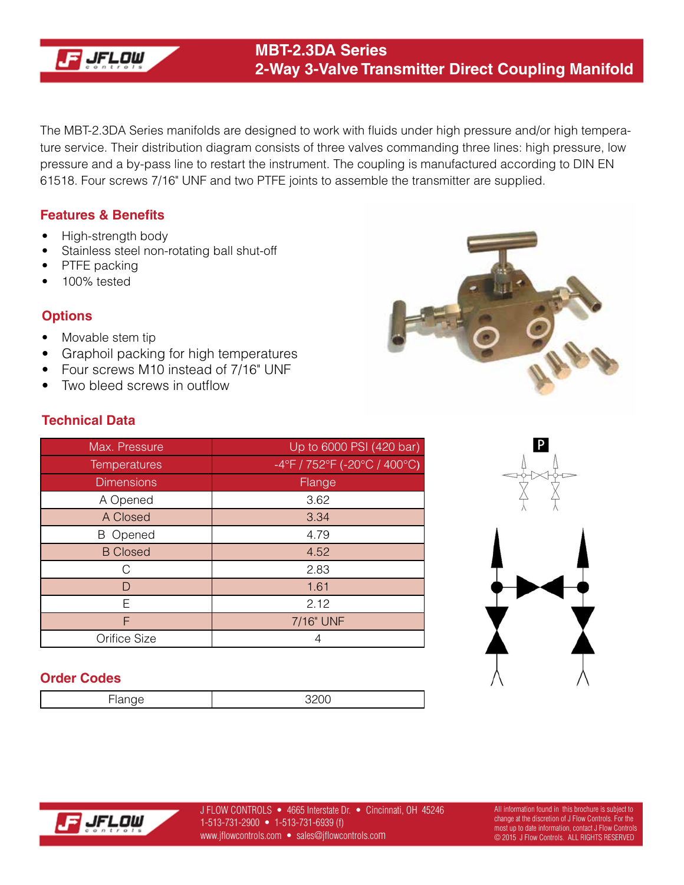# MBT-2.3DA Series
## 2-Way 3-Valve Transmitter Direct Coupling Manifold

The MBT-2.3DA Series manifolds are designed to work with fluids under high pressure and/or high temperature service. Their distribution diagram consists of three valves commanding three lines: high pressure, low pressure and a by-pass line to restart the instrument. The coupling is manufactured according to DIN EN 61518. Four screws 7/16" UNF and two PTFE joints to assemble the transmitter are supplied.

### Features & Benefits

- High-strength body
- Stainless steel non-rotating ball shut-off
- PTFE packing
- 100% tested

### Options

- Movable stem tip
- Graphoil packing for high temperatures
- Four screws M10 instead of 7/16" UNF
- Two bleed screws in outflow

### Technical Data

| Max. Pressure | Up to 6000 PSI (420 bar) |
|---|---|
| Temperatures | -4°F / 752°F (-20°C / 400°C) |
| Dimensions | Flange |
| A Opened | 3.62 |
| A Closed | 3.34 |
| B Opened | 4.79 |
| B Closed | 4.52 |
| C | 2.83 |
| D | 1.61 |
| E | 2.12 |
| F | 7/16" UNF |
| Orifice Size | 4 |

### Order Codes

| Flange | 3200 |
|---|---|

J FLOW CONTROLS • 4665 Interstate Dr. • Cincinnati, OH 45246
1-513-731-2900 • 1-513-731-6939 (f)
www.jflowcontrols.com • sales@jflowcontrols.com

All information found in this brochure is subject to change at the discretion of J Flow Controls. For the most up to date information, contact J Flow Controls
© 2015 J Flow Controls. ALL RIGHTS RESERVED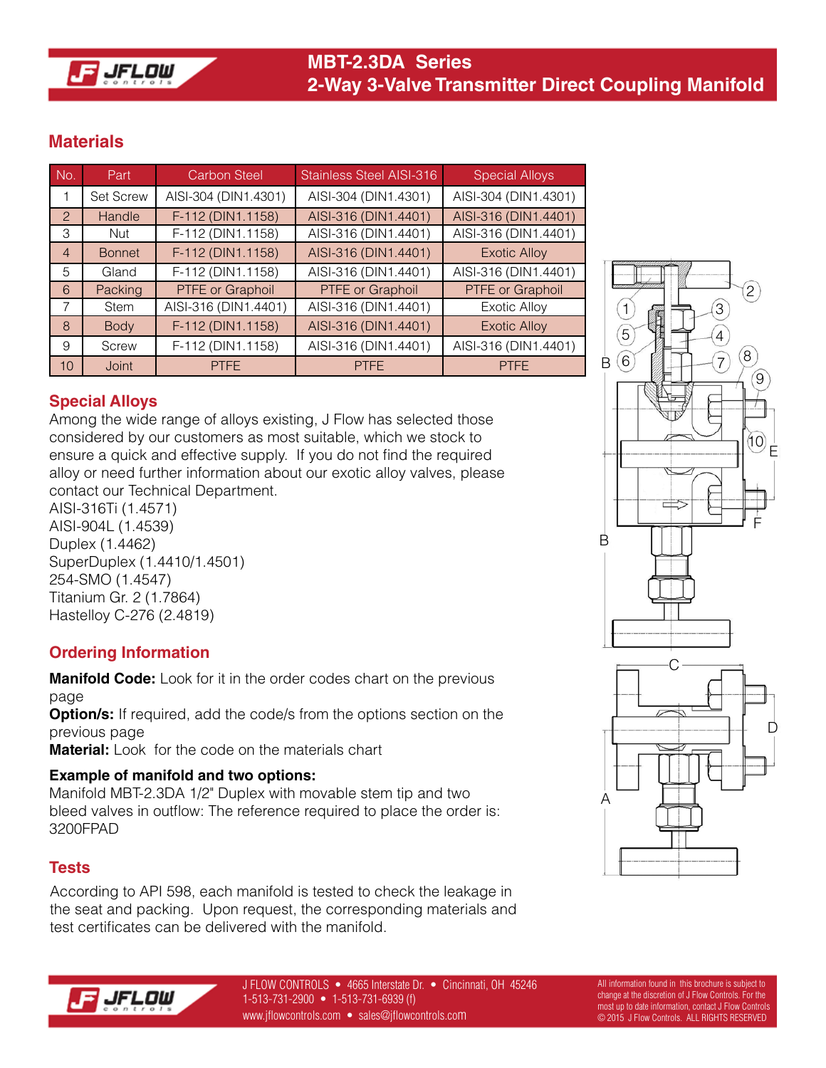# MBT-2.3DA Series
## 2-Way 3-Valve Transmitter Direct Coupling Manifold

## Materials

| No. | Part | Carbon Steel | Stainless Steel AISI-316 | Special Alloys |
|---|---|---|---|---|
| 1 | Set Screw | AISI-304 (DIN1.4301) | AISI-304 (DIN1.4301) | AISI-304 (DIN1.4301) |
| 2 | Handle | F-112 (DIN1.1158) | AISI-316 (DIN1.4401) | AISI-316 (DIN1.4401) |
| 3 | Nut | F-112 (DIN1.1158) | AISI-316 (DIN1.4401) | AISI-316 (DIN1.4401) |
| 4 | Bonnet | F-112 (DIN1.1158) | AISI-316 (DIN1.4401) | Exotic Alloy |
| 5 | Gland | F-112 (DIN1.1158) | AISI-316 (DIN1.4401) | AISI-316 (DIN1.4401) |
| 6 | Packing | PTFE or Graphoil | PTFE or Graphoil | PTFE or Graphoil |
| 7 | Stem | AISI-316 (DIN1.4401) | AISI-316 (DIN1.4401) | Exotic Alloy |
| 8 | Body | F-112 (DIN1.1158) | AISI-316 (DIN1.4401) | Exotic Alloy |
| 9 | Screw | F-112 (DIN1.1158) | AISI-316 (DIN1.4401) | AISI-316 (DIN1.4401) |
| 10 | Joint | PTFE | PTFE | PTFE |

## Special Alloys

Among the wide range of alloys existing, J Flow has selected those considered by our customers as most suitable, which we stock to ensure a quick and effective supply. If you do not find the required alloy or need further information about our exotic alloy valves, please contact our Technical Department.

AISI-316Ti (1.4571)
AISI-904L (1.4539)
Duplex (1.4462)
SuperDuplex (1.4410/1.4501)
254-SMO (1.4547)
Titanium Gr. 2 (1.7864)
Hastelloy C-276 (2.4819)

## Ordering Information

**Manifold Code:** Look for it in the order codes chart on the previous page
**Option/s:** If required, add the code/s from the options section on the previous page
**Material:** Look for the code on the materials chart

**Example of manifold and two options:**
Manifold MBT-2.3DA 1/2" Duplex with movable stem tip and two bleed valves in outflow: The reference required to place the order is: 3200FPAD

## Tests

According to API 598, each manifold is tested to check the leakage in the seat and packing. Upon request, the corresponding materials and test certificates can be delivered with the manifold.

J FLOW CONTROLS • 4665 Interstate Dr. • Cincinnati, OH 45246
1-513-731-2900 • 1-513-731-6939 (f)
www.jflowcontrols.com • sales@jflowcontrols.com

All information found in this brochure is subject to change at the discretion of J Flow Controls. For the most up to date information, contact J Flow Controls
© 2015 J Flow Controls. ALL RIGHTS RESERVED